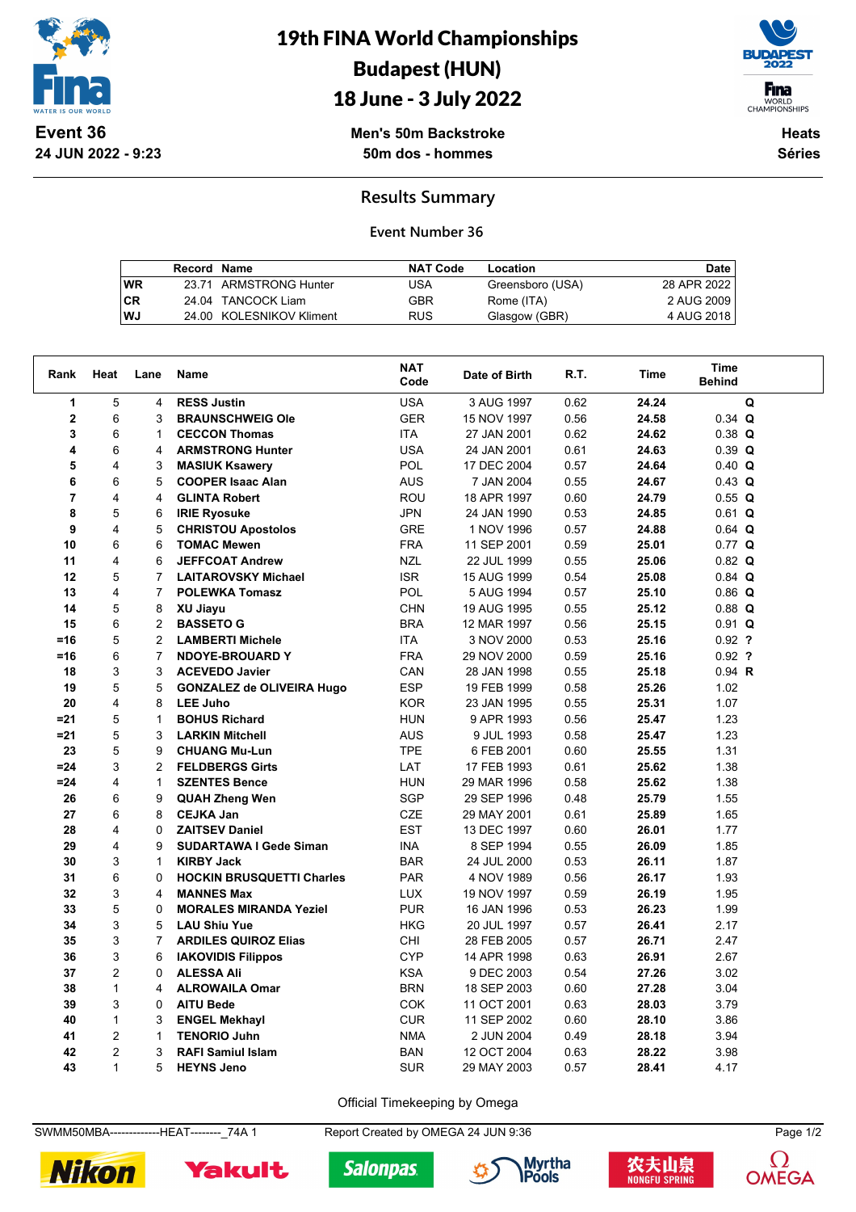# 19th FINA World Championships
## Budapest (HUN)
## 18 June - 3 July 2022

**Event 36**
**24 JUN 2022 - 9:23**

**Men's 50m Backstroke**
**50m dos - hommes**

**Heats**
**Séries**

### Results Summary

Event Number 36

| | Record | Name | NAT Code | Location | Date |
|---|---|---|---|---|---|
| WR | 23.71 | ARMSTRONG Hunter | USA | Greensboro (USA) | 28 APR 2022 |
| CR | 24.04 | TANCOCK Liam | GBR | Rome (ITA) | 2 AUG 2009 |
| WJ | 24.00 | KOLESNIKOV Kliment | RUS | Glasgow (GBR) | 4 AUG 2018 |

| Rank | Heat | Lane | Name | NAT Code | Date of Birth | R.T. | Time | Time Behind | |
|---|---|---|---|---|---|---|---|---|---|
| 1 | 5 | 4 | **RESS Justin** | USA | 3 AUG 1997 | 0.62 | **24.24** | | **Q** |
| 2 | 6 | 3 | **BRAUNSCHWEIG Ole** | GER | 15 NOV 1997 | 0.56 | **24.58** | 0.34 | **Q** |
| 3 | 6 | 1 | **CECCON Thomas** | ITA | 27 JAN 2001 | 0.62 | **24.62** | 0.38 | **Q** |
| 4 | 6 | 4 | **ARMSTRONG Hunter** | USA | 24 JAN 2001 | 0.61 | **24.63** | 0.39 | **Q** |
| 5 | 4 | 3 | **MASIUK Ksawery** | POL | 17 DEC 2004 | 0.57 | **24.64** | 0.40 | **Q** |
| 6 | 6 | 5 | **COOPER Isaac Alan** | AUS | 7 JAN 2004 | 0.55 | **24.67** | 0.43 | **Q** |
| 7 | 4 | 4 | **GLINTA Robert** | ROU | 18 APR 1997 | 0.60 | **24.79** | 0.55 | **Q** |
| 8 | 5 | 6 | **IRIE Ryosuke** | JPN | 24 JAN 1990 | 0.53 | **24.85** | 0.61 | **Q** |
| 9 | 4 | 5 | **CHRISTOU Apostolos** | GRE | 1 NOV 1996 | 0.57 | **24.88** | 0.64 | **Q** |
| 10 | 6 | 6 | **TOMAC Mewen** | FRA | 11 SEP 2001 | 0.59 | **25.01** | 0.77 | **Q** |
| 11 | 4 | 6 | **JEFFCOAT Andrew** | NZL | 22 JUL 1999 | 0.55 | **25.06** | 0.82 | **Q** |
| 12 | 5 | 7 | **LAITAROVSKY Michael** | ISR | 15 AUG 1999 | 0.54 | **25.08** | 0.84 | **Q** |
| 13 | 4 | 7 | **POLEWKA Tomasz** | POL | 5 AUG 1994 | 0.57 | **25.10** | 0.86 | **Q** |
| 14 | 5 | 8 | **XU Jiayu** | CHN | 19 AUG 1995 | 0.55 | **25.12** | 0.88 | **Q** |
| 15 | 6 | 2 | **BASSETO G** | BRA | 12 MAR 1997 | 0.56 | **25.15** | 0.91 | **Q** |
| =16 | 5 | 2 | **LAMBERTI Michele** | ITA | 3 NOV 2000 | 0.53 | **25.16** | 0.92 | **?** |
| =16 | 6 | 7 | **NDOYE-BROUARD Y** | FRA | 29 NOV 2000 | 0.59 | **25.16** | 0.92 | **?** |
| 18 | 3 | 3 | **ACEVEDO Javier** | CAN | 28 JAN 1998 | 0.55 | **25.18** | 0.94 | **R** |
| 19 | 5 | 5 | **GONZALEZ de OLIVEIRA Hugo** | ESP | 19 FEB 1999 | 0.58 | **25.26** | 1.02 | |
| 20 | 4 | 8 | **LEE Juho** | KOR | 23 JAN 1995 | 0.55 | **25.31** | 1.07 | |
| =21 | 5 | 1 | **BOHUS Richard** | HUN | 9 APR 1993 | 0.56 | **25.47** | 1.23 | |
| =21 | 5 | 3 | **LARKIN Mitchell** | AUS | 9 JUL 1993 | 0.58 | **25.47** | 1.23 | |
| 23 | 5 | 9 | **CHUANG Mu-Lun** | TPE | 6 FEB 2001 | 0.60 | **25.55** | 1.31 | |
| =24 | 3 | 2 | **FELDBERGS Girts** | LAT | 17 FEB 1993 | 0.61 | **25.62** | 1.38 | |
| =24 | 4 | 1 | **SZENTES Bence** | HUN | 29 MAR 1996 | 0.58 | **25.62** | 1.38 | |
| 26 | 6 | 9 | **QUAH Zheng Wen** | SGP | 29 SEP 1996 | 0.48 | **25.79** | 1.55 | |
| 27 | 6 | 8 | **CEJKA Jan** | CZE | 29 MAY 2001 | 0.61 | **25.89** | 1.65 | |
| 28 | 4 | 0 | **ZAITSEV Daniel** | EST | 13 DEC 1997 | 0.60 | **26.01** | 1.77 | |
| 29 | 4 | 9 | **SUDARTAWA I Gede Siman** | INA | 8 SEP 1994 | 0.55 | **26.09** | 1.85 | |
| 30 | 3 | 1 | **KIRBY Jack** | BAR | 24 JUL 2000 | 0.53 | **26.11** | 1.87 | |
| 31 | 6 | 0 | **HOCKIN BRUSQUETTI Charles** | PAR | 4 NOV 1989 | 0.56 | **26.17** | 1.93 | |
| 32 | 3 | 4 | **MANNES Max** | LUX | 19 NOV 1997 | 0.59 | **26.19** | 1.95 | |
| 33 | 5 | 0 | **MORALES MIRANDA Yeziel** | PUR | 16 JAN 1996 | 0.53 | **26.23** | 1.99 | |
| 34 | 3 | 5 | **LAU Shiu Yue** | HKG | 20 JUL 1997 | 0.57 | **26.41** | 2.17 | |
| 35 | 3 | 7 | **ARDILES QUIROZ Elias** | CHI | 28 FEB 2005 | 0.57 | **26.71** | 2.47 | |
| 36 | 3 | 6 | **IAKOVIDIS Filippos** | CYP | 14 APR 1998 | 0.63 | **26.91** | 2.67 | |
| 37 | 2 | 0 | **ALESSA Ali** | KSA | 9 DEC 2003 | 0.54 | **27.26** | 3.02 | |
| 38 | 1 | 4 | **ALROWAILA Omar** | BRN | 18 SEP 2003 | 0.60 | **27.28** | 3.04 | |
| 39 | 3 | 0 | **AITU Bede** | COK | 11 OCT 2001 | 0.63 | **28.03** | 3.79 | |
| 40 | 1 | 3 | **ENGEL Mekhayl** | CUR | 11 SEP 2002 | 0.60 | **28.10** | 3.86 | |
| 41 | 2 | 1 | **TENORIO Juhn** | NMA | 2 JUN 2004 | 0.49 | **28.18** | 3.94 | |
| 42 | 2 | 3 | **RAFI Samiul Islam** | BAN | 12 OCT 2004 | 0.63 | **28.22** | 3.98 | |
| 43 | 1 | 5 | **HEYNS Jeno** | SUR | 29 MAY 2003 | 0.57 | **28.41** | 4.17 | |

Official Timekeeping by Omega

SWMM50MBA-------------HEAT--------_74A 1 Report Created by OMEGA 24 JUN 9:36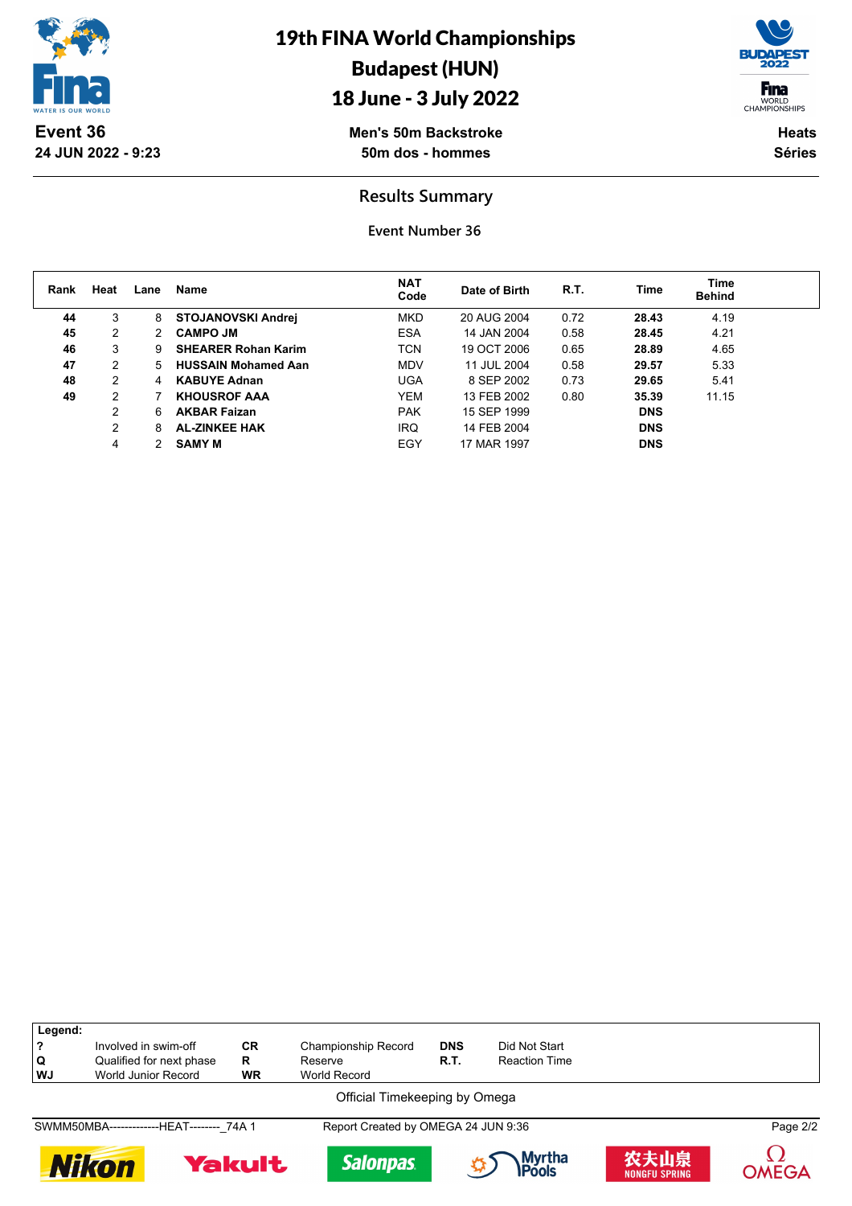# 19th FINA World Championships
# Budapest (HUN)
# 18 June - 3 July 2022

**Event 36**
**24 JUN 2022 - 9:23**

**Men's 50m Backstroke**
**50m dos - hommes**

**Heats**
**Séries**

## Results Summary

### Event Number 36

| Rank | Heat | Lane | Name | NAT Code | Date of Birth | R.T. | Time | Time Behind |
|---|---|---|---|---|---|---|---|---|
| **44** | 3 | 8 | **STOJANOVSKI Andrej** | MKD | 20 AUG 2004 | 0.72 | **28.43** | 4.19 |
| **45** | 2 | 2 | **CAMPO JM** | ESA | 14 JAN 2004 | 0.58 | **28.45** | 4.21 |
| **46** | 3 | 9 | **SHEARER Rohan Karim** | TCN | 19 OCT 2006 | 0.65 | **28.89** | 4.65 |
| **47** | 2 | 5 | **HUSSAIN Mohamed Aan** | MDV | 11 JUL 2004 | 0.58 | **29.57** | 5.33 |
| **48** | 2 | 4 | **KABUYE Adnan** | UGA | 8 SEP 2002 | 0.73 | **29.65** | 5.41 |
| **49** | 2 | 7 | **KHOUSROF AAA** | YEM | 13 FEB 2002 | 0.80 | **35.39** | 11.15 |
| | 2 | 6 | **AKBAR Faizan** | PAK | 15 SEP 1999 | | **DNS** | |
| | 2 | 8 | **AL-ZINKEE HAK** | IRQ | 14 FEB 2004 | | **DNS** | |
| | 4 | 2 | **SAMY M** | EGY | 17 MAR 1997 | | **DNS** | |

**Legend:**

| | | | | | |
|---|---|---|---|---|---|
| ? | Involved in swim-off | CR | Championship Record | DNS | Did Not Start |
| Q | Qualified for next phase | R | Reserve | R.T. | Reaction Time |
| WJ | World Junior Record | WR | World Record | | |

Official Timekeeping by Omega

SWMM50MBA-------------HEAT--------_74A 1 — Report Created by OMEGA 24 JUN 9:36